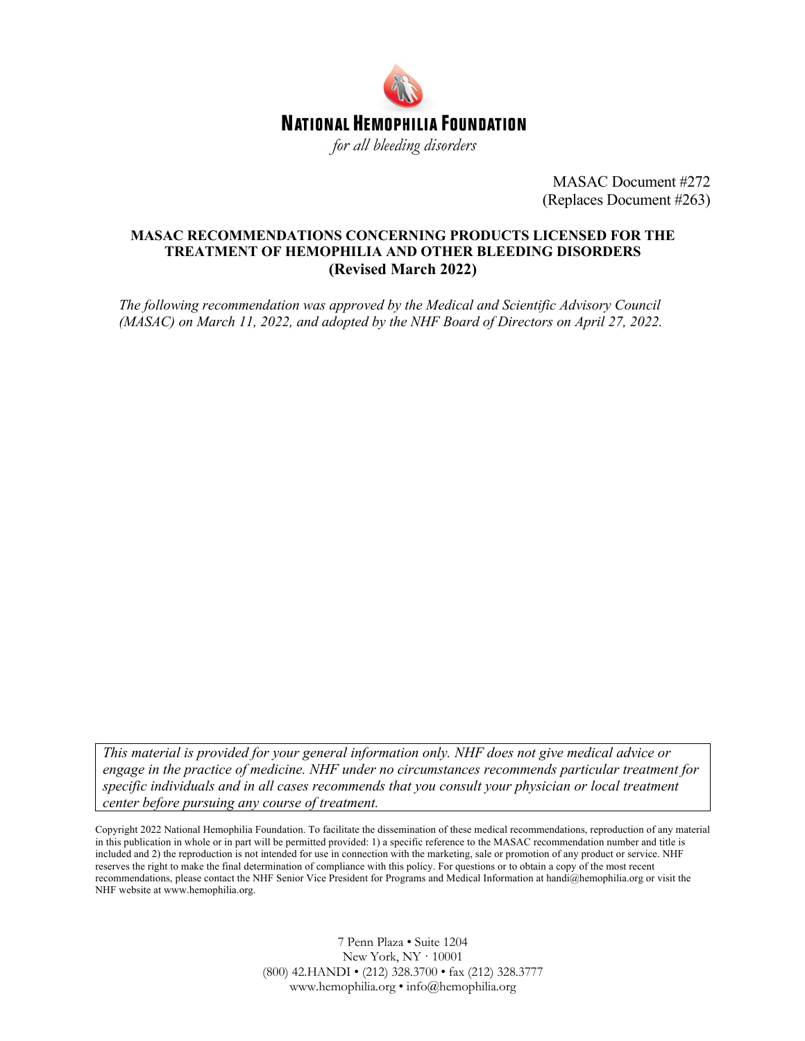**NATIONAL HEMOPHILIA FOUNDATION**

*for all bleeding disorders*

MASAC Document #272
(Replaces Document #263)

## MASAC RECOMMENDATIONS CONCERNING PRODUCTS LICENSED FOR THE TREATMENT OF HEMOPHILIA AND OTHER BLEEDING DISORDERS
## (Revised March 2022)

*The following recommendation was approved by the Medical and Scientific Advisory Council (MASAC) on March 11, 2022, and adopted by the NHF Board of Directors on April 27, 2022.*

*This material is provided for your general information only. NHF does not give medical advice or engage in the practice of medicine. NHF under no circumstances recommends particular treatment for specific individuals and in all cases recommends that you consult your physician or local treatment center before pursuing any course of treatment.*

Copyright 2022 National Hemophilia Foundation. To facilitate the dissemination of these medical recommendations, reproduction of any material in this publication in whole or in part will be permitted provided: 1) a specific reference to the MASAC recommendation number and title is included and 2) the reproduction is not intended for use in connection with the marketing, sale or promotion of any product or service. NHF reserves the right to make the final determination of compliance with this policy. For questions or to obtain a copy of the most recent recommendations, please contact the NHF Senior Vice President for Programs and Medical Information at handi@hemophilia.org or visit the NHF website at www.hemophilia.org.

7 Penn Plaza • Suite 1204
New York, NY · 10001
(800) 42.HANDI • (212) 328.3700 • fax (212) 328.3777
www.hemophilia.org • info@hemophilia.org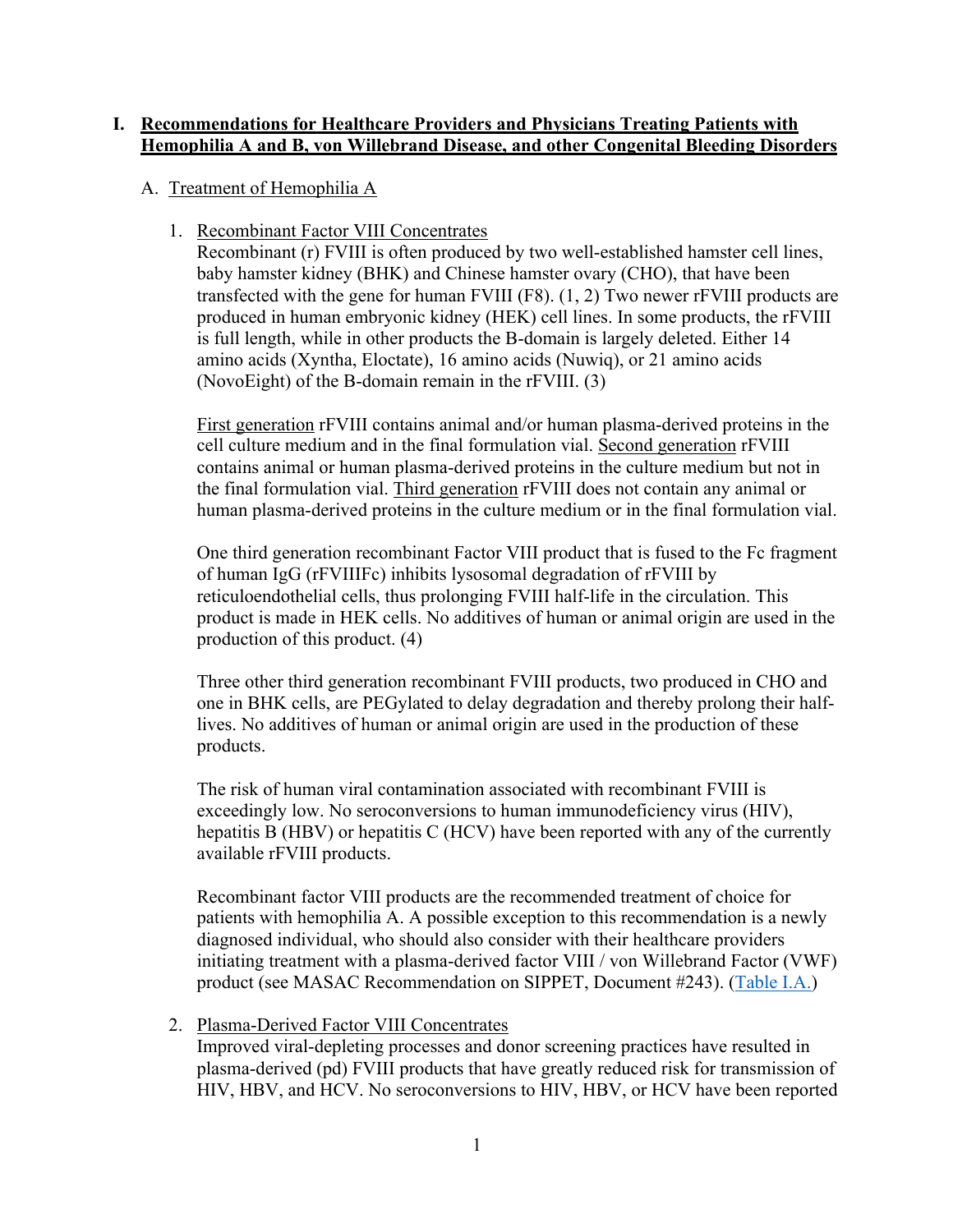# I. Recommendations for Healthcare Providers and Physicians Treating Patients with Hemophilia A and B, von Willebrand Disease, and other Congenital Bleeding Disorders

## A. Treatment of Hemophilia A

### 1. Recombinant Factor VIII Concentrates

Recombinant (r) FVIII is often produced by two well-established hamster cell lines, baby hamster kidney (BHK) and Chinese hamster ovary (CHO), that have been transfected with the gene for human FVIII (F8). (1, 2) Two newer rFVIII products are produced in human embryonic kidney (HEK) cell lines. In some products, the rFVIII is full length, while in other products the B-domain is largely deleted. Either 14 amino acids (Xyntha, Eloctate), 16 amino acids (Nuwiq), or 21 amino acids (NovoEight) of the B-domain remain in the rFVIII. (3)

First generation rFVIII contains animal and/or human plasma-derived proteins in the cell culture medium and in the final formulation vial. Second generation rFVIII contains animal or human plasma-derived proteins in the culture medium but not in the final formulation vial. Third generation rFVIII does not contain any animal or human plasma-derived proteins in the culture medium or in the final formulation vial.

One third generation recombinant Factor VIII product that is fused to the Fc fragment of human IgG (rFVIIIFc) inhibits lysosomal degradation of rFVIII by reticuloendothelial cells, thus prolonging FVIII half-life in the circulation. This product is made in HEK cells. No additives of human or animal origin are used in the production of this product. (4)

Three other third generation recombinant FVIII products, two produced in CHO and one in BHK cells, are PEGylated to delay degradation and thereby prolong their half-lives. No additives of human or animal origin are used in the production of these products.

The risk of human viral contamination associated with recombinant FVIII is exceedingly low. No seroconversions to human immunodeficiency virus (HIV), hepatitis B (HBV) or hepatitis C (HCV) have been reported with any of the currently available rFVIII products.

Recombinant factor VIII products are the recommended treatment of choice for patients with hemophilia A. A possible exception to this recommendation is a newly diagnosed individual, who should also consider with their healthcare providers initiating treatment with a plasma-derived factor VIII / von Willebrand Factor (VWF) product (see MASAC Recommendation on SIPPET, Document #243). (Table I.A.)

### 2. Plasma-Derived Factor VIII Concentrates

Improved viral-depleting processes and donor screening practices have resulted in plasma-derived (pd) FVIII products that have greatly reduced risk for transmission of HIV, HBV, and HCV. No seroconversions to HIV, HBV, or HCV have been reported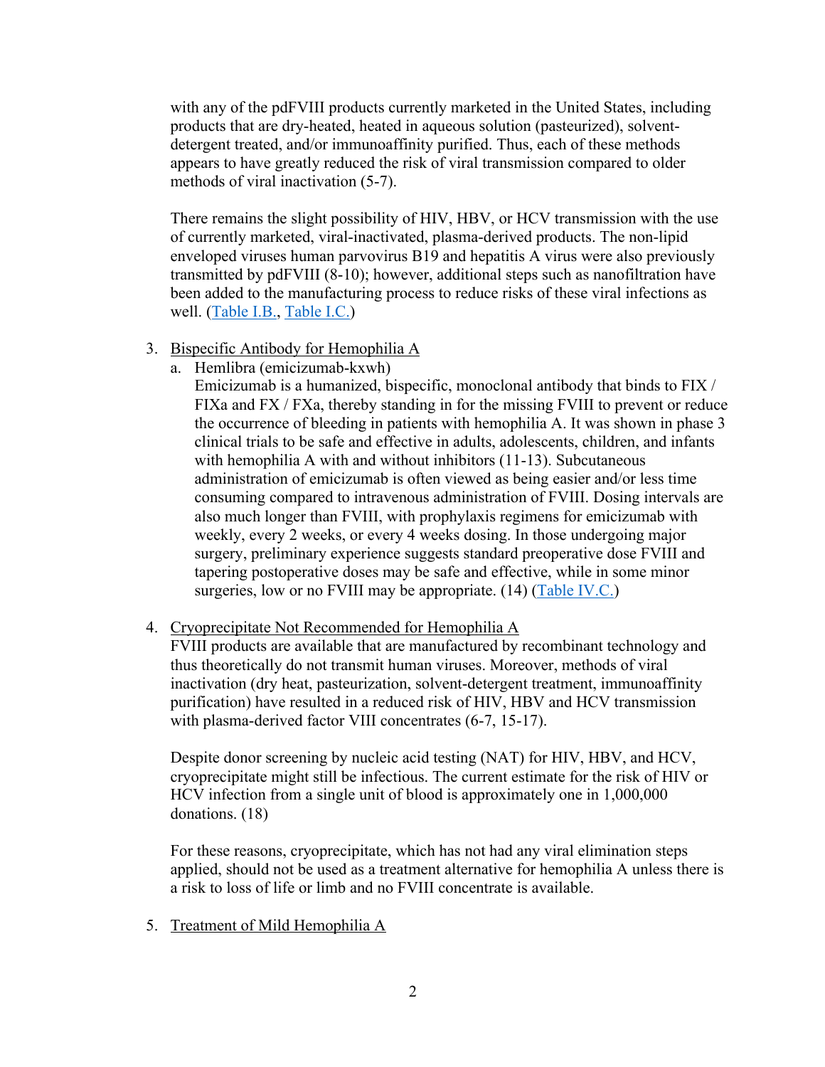with any of the pdFVIII products currently marketed in the United States, including products that are dry-heated, heated in aqueous solution (pasteurized), solvent-detergent treated, and/or immunoaffinity purified. Thus, each of these methods appears to have greatly reduced the risk of viral transmission compared to older methods of viral inactivation (5-7).

There remains the slight possibility of HIV, HBV, or HCV transmission with the use of currently marketed, viral-inactivated, plasma-derived products. The non-lipid enveloped viruses human parvovirus B19 and hepatitis A virus were also previously transmitted by pdFVIII (8-10); however, additional steps such as nanofiltration have been added to the manufacturing process to reduce risks of these viral infections as well. (Table I.B., Table I.C.)

3. Bispecific Antibody for Hemophilia A
   a. Hemlibra (emicizumab-kxwh)
      Emicizumab is a humanized, bispecific, monoclonal antibody that binds to FIX / FIXa and FX / FXa, thereby standing in for the missing FVIII to prevent or reduce the occurrence of bleeding in patients with hemophilia A. It was shown in phase 3 clinical trials to be safe and effective in adults, adolescents, children, and infants with hemophilia A with and without inhibitors (11-13). Subcutaneous administration of emicizumab is often viewed as being easier and/or less time consuming compared to intravenous administration of FVIII. Dosing intervals are also much longer than FVIII, with prophylaxis regimens for emicizumab with weekly, every 2 weeks, or every 4 weeks dosing. In those undergoing major surgery, preliminary experience suggests standard preoperative dose FVIII and tapering postoperative doses may be safe and effective, while in some minor surgeries, low or no FVIII may be appropriate. (14) (Table IV.C.)

4. Cryoprecipitate Not Recommended for Hemophilia A
   FVIII products are available that are manufactured by recombinant technology and thus theoretically do not transmit human viruses. Moreover, methods of viral inactivation (dry heat, pasteurization, solvent-detergent treatment, immunoaffinity purification) have resulted in a reduced risk of HIV, HBV and HCV transmission with plasma-derived factor VIII concentrates (6-7, 15-17).

   Despite donor screening by nucleic acid testing (NAT) for HIV, HBV, and HCV, cryoprecipitate might still be infectious. The current estimate for the risk of HIV or HCV infection from a single unit of blood is approximately one in 1,000,000 donations. (18)

   For these reasons, cryoprecipitate, which has not had any viral elimination steps applied, should not be used as a treatment alternative for hemophilia A unless there is a risk to loss of life or limb and no FVIII concentrate is available.

5. Treatment of Mild Hemophilia A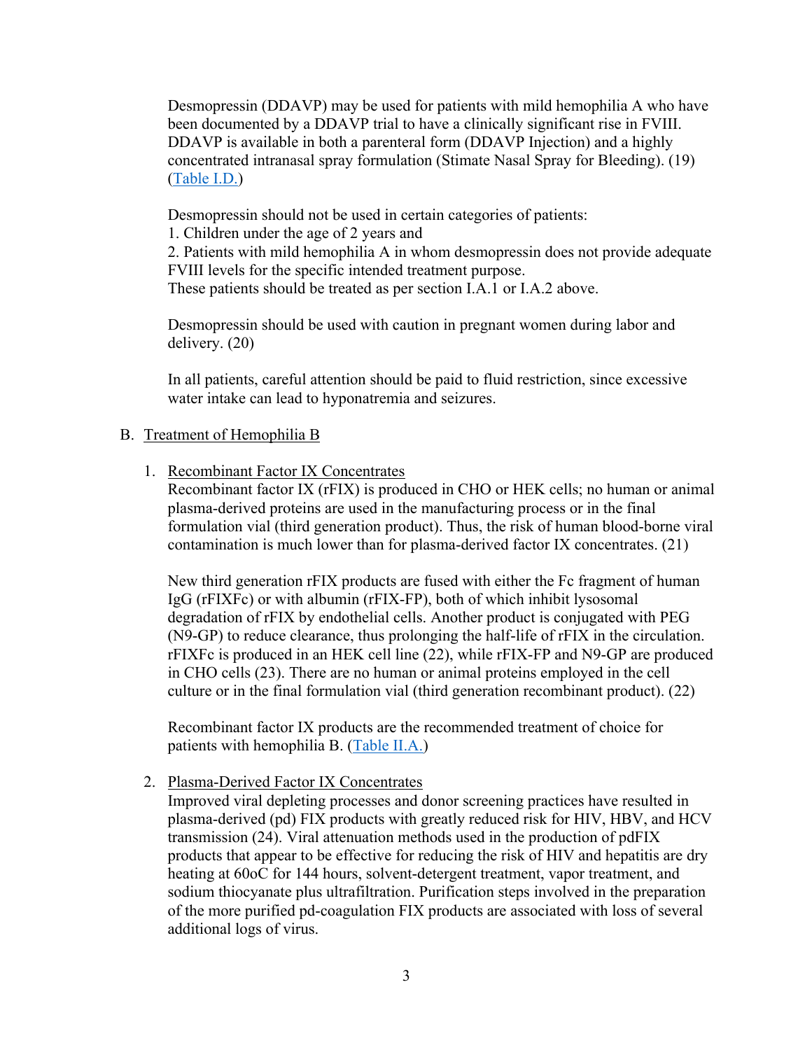Desmopressin (DDAVP) may be used for patients with mild hemophilia A who have been documented by a DDAVP trial to have a clinically significant rise in FVIII. DDAVP is available in both a parenteral form (DDAVP Injection) and a highly concentrated intranasal spray formulation (Stimate Nasal Spray for Bleeding). (19) (Table I.D.)

Desmopressin should not be used in certain categories of patients:
1. Children under the age of 2 years and
2. Patients with mild hemophilia A in whom desmopressin does not provide adequate FVIII levels for the specific intended treatment purpose.
These patients should be treated as per section I.A.1 or I.A.2 above.

Desmopressin should be used with caution in pregnant women during labor and delivery. (20)

In all patients, careful attention should be paid to fluid restriction, since excessive water intake can lead to hyponatremia and seizures.

B. Treatment of Hemophilia B

1. Recombinant Factor IX Concentrates
Recombinant factor IX (rFIX) is produced in CHO or HEK cells; no human or animal plasma-derived proteins are used in the manufacturing process or in the final formulation vial (third generation product). Thus, the risk of human blood-borne viral contamination is much lower than for plasma-derived factor IX concentrates. (21)

New third generation rFIX products are fused with either the Fc fragment of human IgG (rFIXFc) or with albumin (rFIX-FP), both of which inhibit lysosomal degradation of rFIX by endothelial cells. Another product is conjugated with PEG (N9-GP) to reduce clearance, thus prolonging the half-life of rFIX in the circulation. rFIXFc is produced in an HEK cell line (22), while rFIX-FP and N9-GP are produced in CHO cells (23). There are no human or animal proteins employed in the cell culture or in the final formulation vial (third generation recombinant product). (22)

Recombinant factor IX products are the recommended treatment of choice for patients with hemophilia B. (Table II.A.)

2. Plasma-Derived Factor IX Concentrates
Improved viral depleting processes and donor screening practices have resulted in plasma-derived (pd) FIX products with greatly reduced risk for HIV, HBV, and HCV transmission (24). Viral attenuation methods used in the production of pdFIX products that appear to be effective for reducing the risk of HIV and hepatitis are dry heating at 60oC for 144 hours, solvent-detergent treatment, vapor treatment, and sodium thiocyanate plus ultrafiltration. Purification steps involved in the preparation of the more purified pd-coagulation FIX products are associated with loss of several additional logs of virus.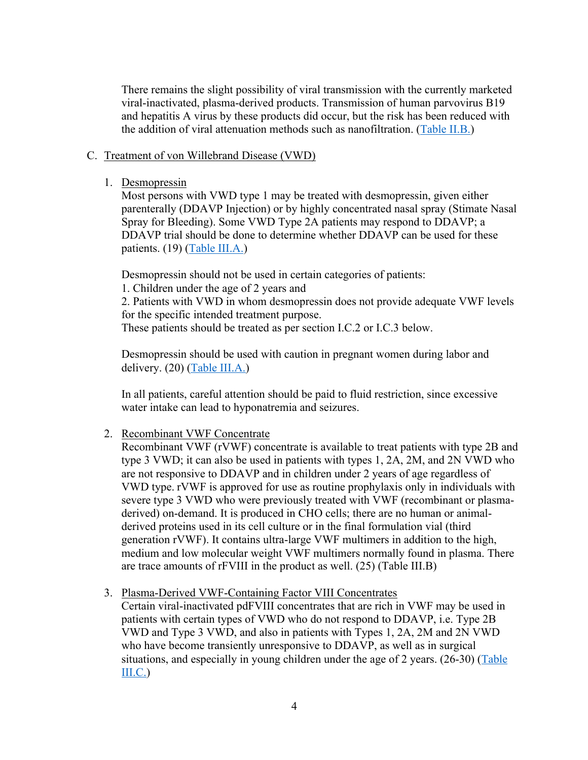There remains the slight possibility of viral transmission with the currently marketed viral-inactivated, plasma-derived products. Transmission of human parvovirus B19 and hepatitis A virus by these products did occur, but the risk has been reduced with the addition of viral attenuation methods such as nanofiltration. (Table II.B.)

C. Treatment of von Willebrand Disease (VWD)

1. Desmopressin

   Most persons with VWD type 1 may be treated with desmopressin, given either parenterally (DDAVP Injection) or by highly concentrated nasal spray (Stimate Nasal Spray for Bleeding). Some VWD Type 2A patients may respond to DDAVP; a DDAVP trial should be done to determine whether DDAVP can be used for these patients. (19) (Table III.A.)

   Desmopressin should not be used in certain categories of patients:
   1. Children under the age of 2 years and
   2. Patients with VWD in whom desmopressin does not provide adequate VWF levels for the specific intended treatment purpose.

   These patients should be treated as per section I.C.2 or I.C.3 below.

   Desmopressin should be used with caution in pregnant women during labor and delivery. (20) (Table III.A.)

   In all patients, careful attention should be paid to fluid restriction, since excessive water intake can lead to hyponatremia and seizures.

2. Recombinant VWF Concentrate

   Recombinant VWF (rVWF) concentrate is available to treat patients with type 2B and type 3 VWD; it can also be used in patients with types 1, 2A, 2M, and 2N VWD who are not responsive to DDAVP and in children under 2 years of age regardless of VWD type. rVWF is approved for use as routine prophylaxis only in individuals with severe type 3 VWD who were previously treated with VWF (recombinant or plasma-derived) on-demand. It is produced in CHO cells; there are no human or animal-derived proteins used in its cell culture or in the final formulation vial (third generation rVWF). It contains ultra-large VWF multimers in addition to the high, medium and low molecular weight VWF multimers normally found in plasma. There are trace amounts of rFVIII in the product as well. (25) (Table III.B)

3. Plasma-Derived VWF-Containing Factor VIII Concentrates

   Certain viral-inactivated pdFVIII concentrates that are rich in VWF may be used in patients with certain types of VWD who do not respond to DDAVP, i.e. Type 2B VWD and Type 3 VWD, and also in patients with Types 1, 2A, 2M and 2N VWD who have become transiently unresponsive to DDAVP, as well as in surgical situations, and especially in young children under the age of 2 years. (26-30) (Table III.C.)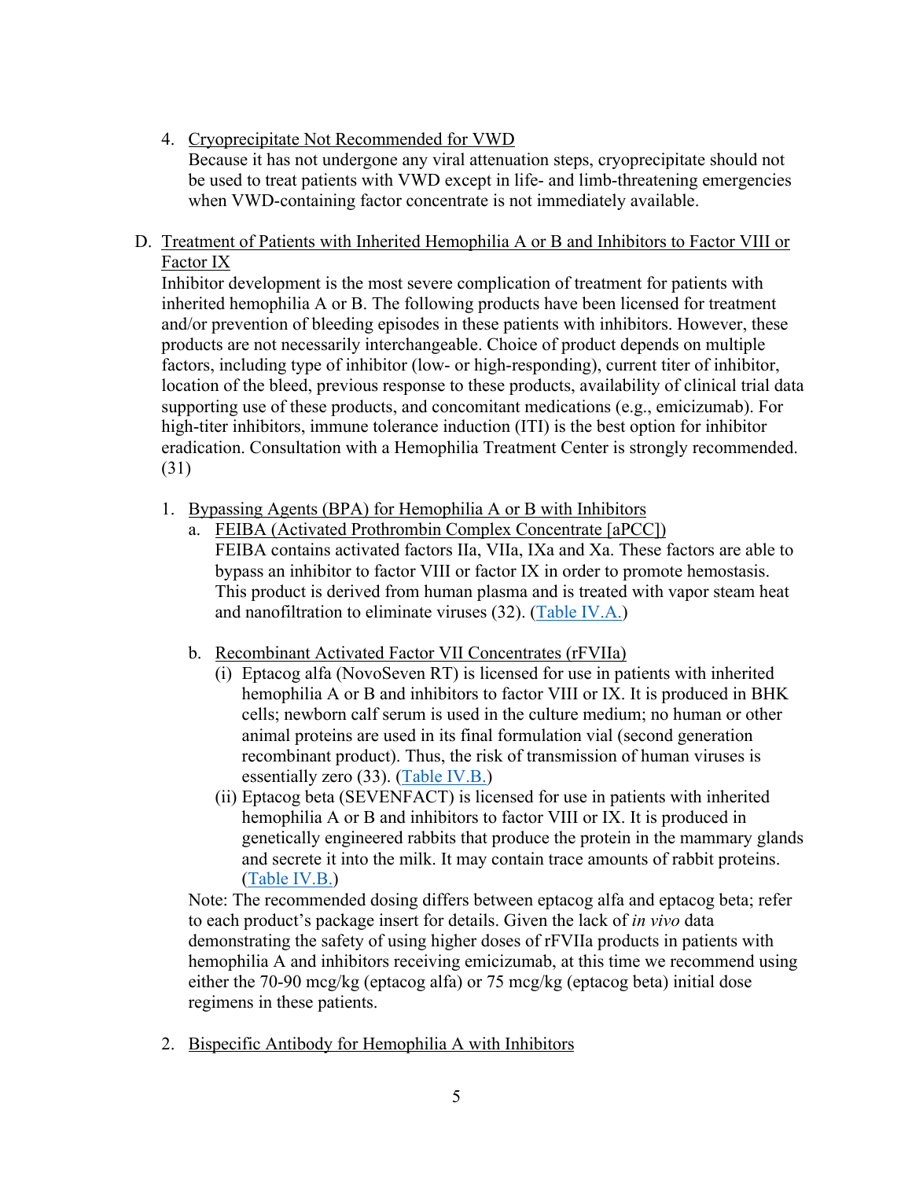4. <u>Cryoprecipitate Not Recommended for VWD</u>
   Because it has not undergone any viral attenuation steps, cryoprecipitate should not be used to treat patients with VWD except in life- and limb-threatening emergencies when VWD-containing factor concentrate is not immediately available.

D. <u>Treatment of Patients with Inherited Hemophilia A or B and Inhibitors to Factor VIII or Factor IX</u>
   Inhibitor development is the most severe complication of treatment for patients with inherited hemophilia A or B. The following products have been licensed for treatment and/or prevention of bleeding episodes in these patients with inhibitors. However, these products are not necessarily interchangeable. Choice of product depends on multiple factors, including type of inhibitor (low- or high-responding), current titer of inhibitor, location of the bleed, previous response to these products, availability of clinical trial data supporting use of these products, and concomitant medications (e.g., emicizumab). For high-titer inhibitors, immune tolerance induction (ITI) is the best option for inhibitor eradication. Consultation with a Hemophilia Treatment Center is strongly recommended. (31)

   1. <u>Bypassing Agents (BPA) for Hemophilia A or B with Inhibitors</u>
      a. <u>FEIBA (Activated Prothrombin Complex Concentrate [aPCC])</u>
         FEIBA contains activated factors IIa, VIIa, IXa and Xa. These factors are able to bypass an inhibitor to factor VIII or factor IX in order to promote hemostasis. This product is derived from human plasma and is treated with vapor steam heat and nanofiltration to eliminate viruses (32). (Table IV.A.)

      b. <u>Recombinant Activated Factor VII Concentrates (rFVIIa)</u>
         (i) Eptacog alfa (NovoSeven RT) is licensed for use in patients with inherited hemophilia A or B and inhibitors to factor VIII or IX. It is produced in BHK cells; newborn calf serum is used in the culture medium; no human or other animal proteins are used in its final formulation vial (second generation recombinant product). Thus, the risk of transmission of human viruses is essentially zero (33). (Table IV.B.)
         (ii) Eptacog beta (SEVENFACT) is licensed for use in patients with inherited hemophilia A or B and inhibitors to factor VIII or IX. It is produced in genetically engineered rabbits that produce the protein in the mammary glands and secrete it into the milk. It may contain trace amounts of rabbit proteins. (Table IV.B.)

      Note: The recommended dosing differs between eptacog alfa and eptacog beta; refer to each product's package insert for details. Given the lack of *in vivo* data demonstrating the safety of using higher doses of rFVIIa products in patients with hemophilia A and inhibitors receiving emicizumab, at this time we recommend using either the 70-90 mcg/kg (eptacog alfa) or 75 mcg/kg (eptacog beta) initial dose regimens in these patients.

   2. <u>Bispecific Antibody for Hemophilia A with Inhibitors</u>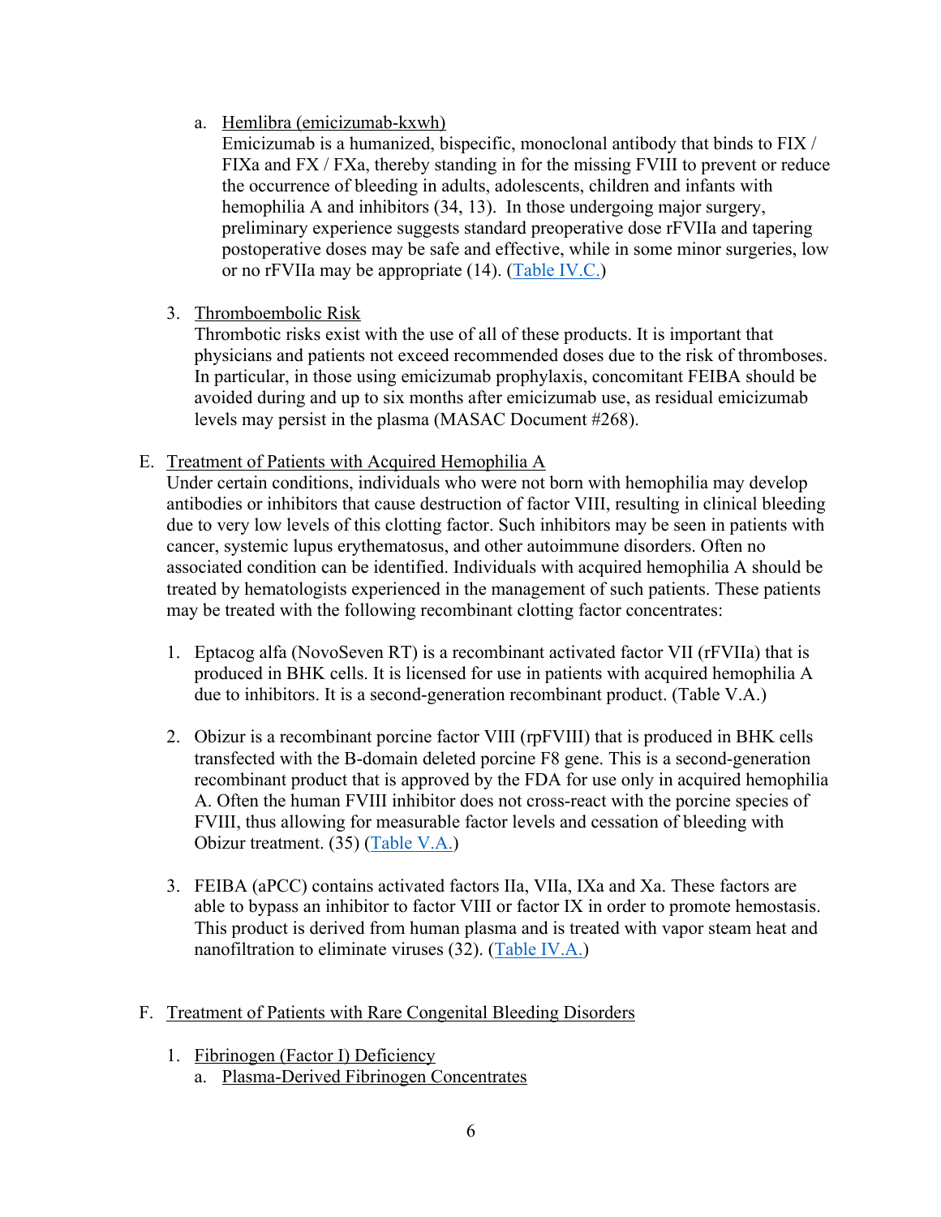a. Hemlibra (emicizumab-kxwh)

   Emicizumab is a humanized, bispecific, monoclonal antibody that binds to FIX / FIXa and FX / FXa, thereby standing in for the missing FVIII to prevent or reduce the occurrence of bleeding in adults, adolescents, children and infants with hemophilia A and inhibitors (34, 13). In those undergoing major surgery, preliminary experience suggests standard preoperative dose rFVIIa and tapering postoperative doses may be safe and effective, while in some minor surgeries, low or no rFVIIa may be appropriate (14). (Table IV.C.)

3. Thromboembolic Risk

   Thrombotic risks exist with the use of all of these products. It is important that physicians and patients not exceed recommended doses due to the risk of thromboses. In particular, in those using emicizumab prophylaxis, concomitant FEIBA should be avoided during and up to six months after emicizumab use, as residual emicizumab levels may persist in the plasma (MASAC Document #268).

E. Treatment of Patients with Acquired Hemophilia A

Under certain conditions, individuals who were not born with hemophilia may develop antibodies or inhibitors that cause destruction of factor VIII, resulting in clinical bleeding due to very low levels of this clotting factor. Such inhibitors may be seen in patients with cancer, systemic lupus erythematosus, and other autoimmune disorders. Often no associated condition can be identified. Individuals with acquired hemophilia A should be treated by hematologists experienced in the management of such patients. These patients may be treated with the following recombinant clotting factor concentrates:

1. Eptacog alfa (NovoSeven RT) is a recombinant activated factor VII (rFVIIa) that is produced in BHK cells. It is licensed for use in patients with acquired hemophilia A due to inhibitors. It is a second-generation recombinant product. (Table V.A.)

2. Obizur is a recombinant porcine factor VIII (rpFVIII) that is produced in BHK cells transfected with the B-domain deleted porcine F8 gene. This is a second-generation recombinant product that is approved by the FDA for use only in acquired hemophilia A. Often the human FVIII inhibitor does not cross-react with the porcine species of FVIII, thus allowing for measurable factor levels and cessation of bleeding with Obizur treatment. (35) (Table V.A.)

3. FEIBA (aPCC) contains activated factors IIa, VIIa, IXa and Xa. These factors are able to bypass an inhibitor to factor VIII or factor IX in order to promote hemostasis. This product is derived from human plasma and is treated with vapor steam heat and nanofiltration to eliminate viruses (32). (Table IV.A.)

F. Treatment of Patients with Rare Congenital Bleeding Disorders

1. Fibrinogen (Factor I) Deficiency

   a. Plasma-Derived Fibrinogen Concentrates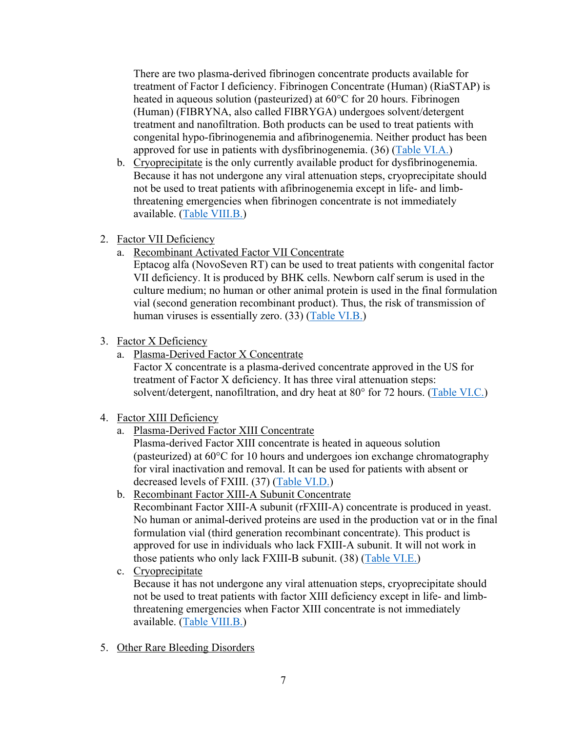There are two plasma-derived fibrinogen concentrate products available for treatment of Factor I deficiency. Fibrinogen Concentrate (Human) (RiaSTAP) is heated in aqueous solution (pasteurized) at 60°C for 20 hours. Fibrinogen (Human) (FIBRYNA, also called FIBRYGA) undergoes solvent/detergent treatment and nanofiltration. Both products can be used to treat patients with congenital hypo-fibrinogenemia and afibrinogenemia. Neither product has been approved for use in patients with dysfibrinogenemia. (36) (Table VI.A.)

b. Cryoprecipitate is the only currently available product for dysfibrinogenemia. Because it has not undergone any viral attenuation steps, cryoprecipitate should not be used to treat patients with afibrinogenemia except in life- and limb-threatening emergencies when fibrinogen concentrate is not immediately available. (Table VIII.B.)

2. Factor VII Deficiency
   a. Recombinant Activated Factor VII Concentrate
   Eptacog alfa (NovoSeven RT) can be used to treat patients with congenital factor VII deficiency. It is produced by BHK cells. Newborn calf serum is used in the culture medium; no human or other animal protein is used in the final formulation vial (second generation recombinant product). Thus, the risk of transmission of human viruses is essentially zero. (33) (Table VI.B.)

3. Factor X Deficiency
   a. Plasma-Derived Factor X Concentrate
   Factor X concentrate is a plasma-derived concentrate approved in the US for treatment of Factor X deficiency. It has three viral attenuation steps: solvent/detergent, nanofiltration, and dry heat at 80° for 72 hours. (Table VI.C.)

4. Factor XIII Deficiency
   a. Plasma-Derived Factor XIII Concentrate
   Plasma-derived Factor XIII concentrate is heated in aqueous solution (pasteurized) at 60°C for 10 hours and undergoes ion exchange chromatography for viral inactivation and removal. It can be used for patients with absent or decreased levels of FXIII. (37) (Table VI.D.)
   b. Recombinant Factor XIII-A Subunit Concentrate
   Recombinant Factor XIII-A subunit (rFXIII-A) concentrate is produced in yeast. No human or animal-derived proteins are used in the production vat or in the final formulation vial (third generation recombinant concentrate). This product is approved for use in individuals who lack FXIII-A subunit. It will not work in those patients who only lack FXIII-B subunit. (38) (Table VI.E.)
   c. Cryoprecipitate
   Because it has not undergone any viral attenuation steps, cryoprecipitate should not be used to treat patients with factor XIII deficiency except in life- and limb-threatening emergencies when Factor XIII concentrate is not immediately available. (Table VIII.B.)

5. Other Rare Bleeding Disorders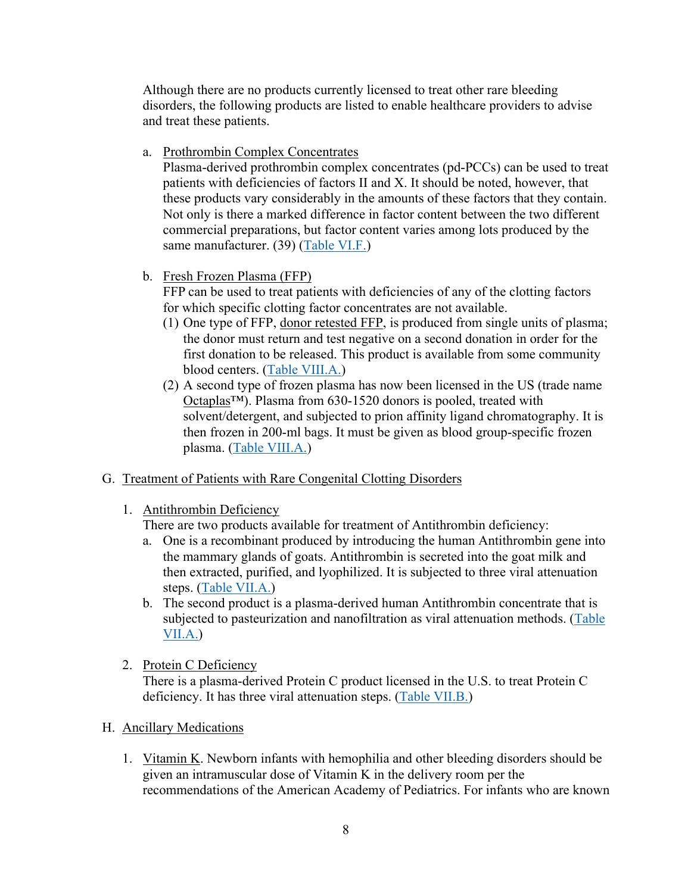Although there are no products currently licensed to treat other rare bleeding disorders, the following products are listed to enable healthcare providers to advise and treat these patients.

a. Prothrombin Complex Concentrates
   Plasma-derived prothrombin complex concentrates (pd-PCCs) can be used to treat patients with deficiencies of factors II and X. It should be noted, however, that these products vary considerably in the amounts of these factors that they contain. Not only is there a marked difference in factor content between the two different commercial preparations, but factor content varies among lots produced by the same manufacturer. (39) (Table VI.F.)

b. Fresh Frozen Plasma (FFP)
   FFP can be used to treat patients with deficiencies of any of the clotting factors for which specific clotting factor concentrates are not available.
   (1) One type of FFP, donor retested FFP, is produced from single units of plasma; the donor must return and test negative on a second donation in order for the first donation to be released. This product is available from some community blood centers. (Table VIII.A.)
   (2) A second type of frozen plasma has now been licensed in the US (trade name Octaplas™). Plasma from 630-1520 donors is pooled, treated with solvent/detergent, and subjected to prion affinity ligand chromatography. It is then frozen in 200-ml bags. It must be given as blood group-specific frozen plasma. (Table VIII.A.)

G. Treatment of Patients with Rare Congenital Clotting Disorders

1. Antithrombin Deficiency
   There are two products available for treatment of Antithrombin deficiency:
   a. One is a recombinant produced by introducing the human Antithrombin gene into the mammary glands of goats. Antithrombin is secreted into the goat milk and then extracted, purified, and lyophilized. It is subjected to three viral attenuation steps. (Table VII.A.)
   b. The second product is a plasma-derived human Antithrombin concentrate that is subjected to pasteurization and nanofiltration as viral attenuation methods. (Table VII.A.)

2. Protein C Deficiency
   There is a plasma-derived Protein C product licensed in the U.S. to treat Protein C deficiency. It has three viral attenuation steps. (Table VII.B.)

H. Ancillary Medications

1. Vitamin K. Newborn infants with hemophilia and other bleeding disorders should be given an intramuscular dose of Vitamin K in the delivery room per the recommendations of the American Academy of Pediatrics. For infants who are known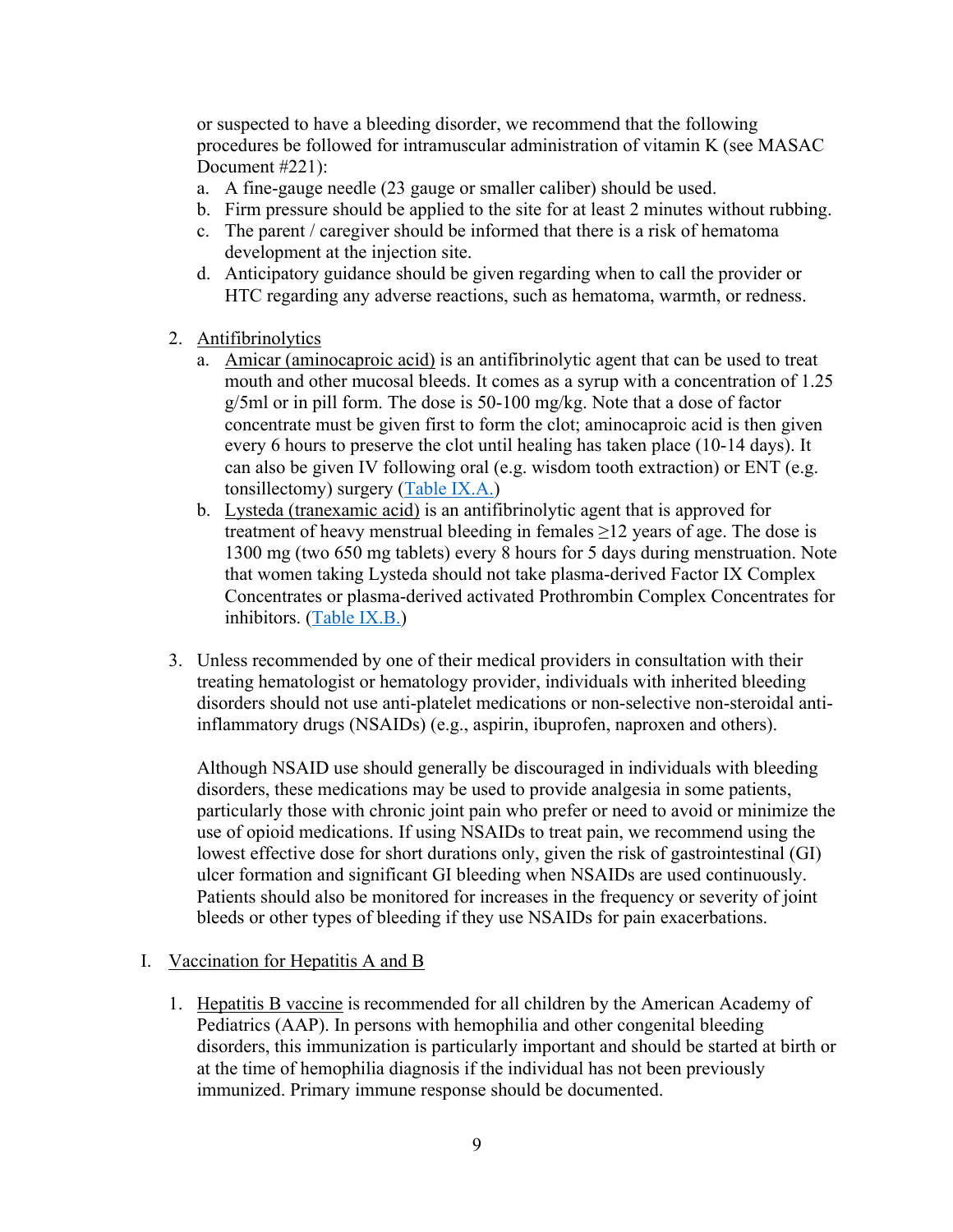or suspected to have a bleeding disorder, we recommend that the following procedures be followed for intramuscular administration of vitamin K (see MASAC Document #221):

a. A fine-gauge needle (23 gauge or smaller caliber) should be used.
b. Firm pressure should be applied to the site for at least 2 minutes without rubbing.
c. The parent / caregiver should be informed that there is a risk of hematoma development at the injection site.
d. Anticipatory guidance should be given regarding when to call the provider or HTC regarding any adverse reactions, such as hematoma, warmth, or redness.

2. Antifibrinolytics
   a. Amicar (aminocaproic acid) is an antifibrinolytic agent that can be used to treat mouth and other mucosal bleeds. It comes as a syrup with a concentration of 1.25 g/5ml or in pill form. The dose is 50-100 mg/kg. Note that a dose of factor concentrate must be given first to form the clot; aminocaproic acid is then given every 6 hours to preserve the clot until healing has taken place (10-14 days). It can also be given IV following oral (e.g. wisdom tooth extraction) or ENT (e.g. tonsillectomy) surgery (Table IX.A.)
   b. Lysteda (tranexamic acid) is an antifibrinolytic agent that is approved for treatment of heavy menstrual bleeding in females ≥12 years of age. The dose is 1300 mg (two 650 mg tablets) every 8 hours for 5 days during menstruation. Note that women taking Lysteda should not take plasma-derived Factor IX Complex Concentrates or plasma-derived activated Prothrombin Complex Concentrates for inhibitors. (Table IX.B.)

3. Unless recommended by one of their medical providers in consultation with their treating hematologist or hematology provider, individuals with inherited bleeding disorders should not use anti-platelet medications or non-selective non-steroidal anti-inflammatory drugs (NSAIDs) (e.g., aspirin, ibuprofen, naproxen and others).

   Although NSAID use should generally be discouraged in individuals with bleeding disorders, these medications may be used to provide analgesia in some patients, particularly those with chronic joint pain who prefer or need to avoid or minimize the use of opioid medications. If using NSAIDs to treat pain, we recommend using the lowest effective dose for short durations only, given the risk of gastrointestinal (GI) ulcer formation and significant GI bleeding when NSAIDs are used continuously. Patients should also be monitored for increases in the frequency or severity of joint bleeds or other types of bleeding if they use NSAIDs for pain exacerbations.

I. Vaccination for Hepatitis A and B

1. Hepatitis B vaccine is recommended for all children by the American Academy of Pediatrics (AAP). In persons with hemophilia and other congenital bleeding disorders, this immunization is particularly important and should be started at birth or at the time of hemophilia diagnosis if the individual has not been previously immunized. Primary immune response should be documented.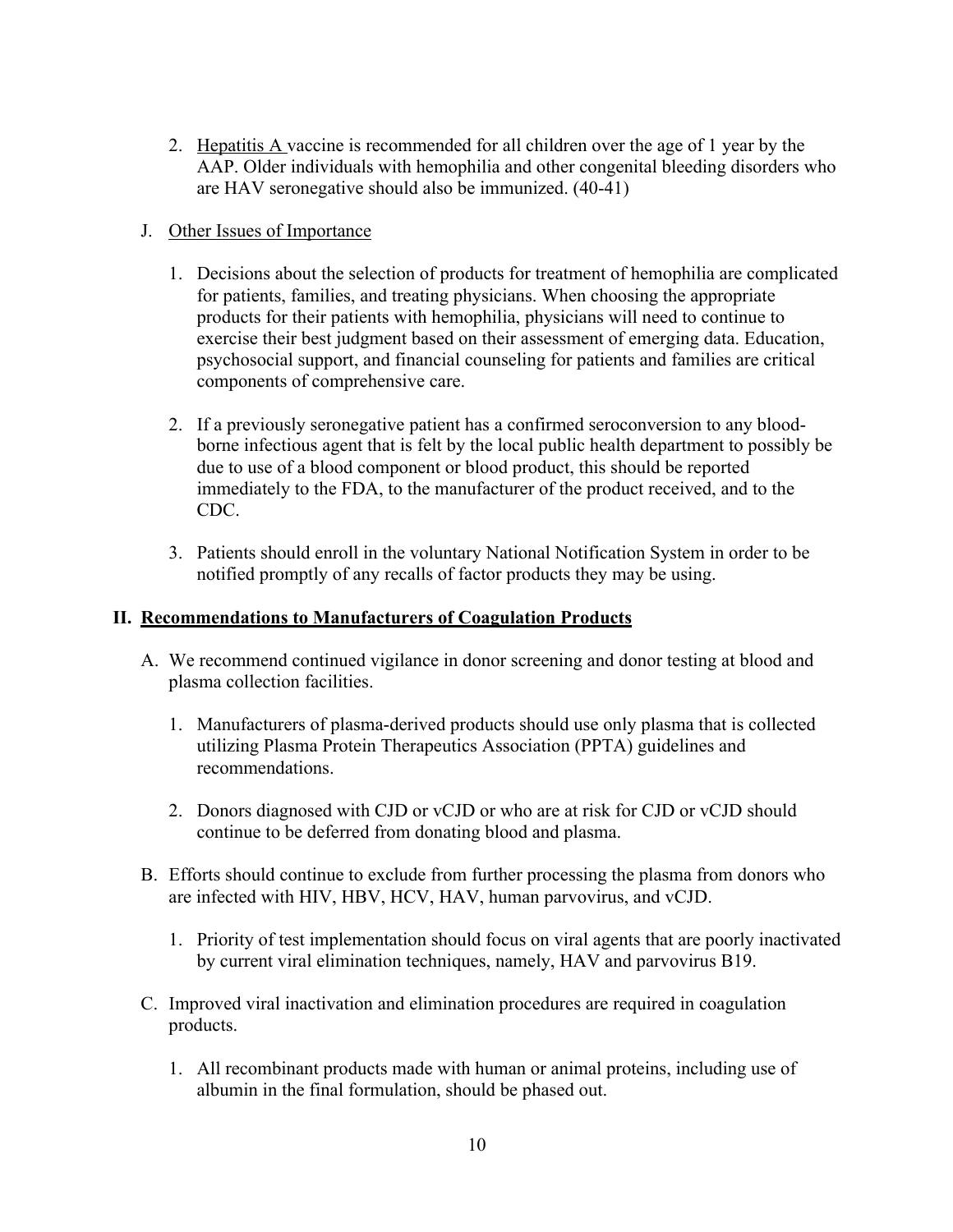2. Hepatitis A vaccine is recommended for all children over the age of 1 year by the AAP. Older individuals with hemophilia and other congenital bleeding disorders who are HAV seronegative should also be immunized. (40-41)

J. Other Issues of Importance

1. Decisions about the selection of products for treatment of hemophilia are complicated for patients, families, and treating physicians. When choosing the appropriate products for their patients with hemophilia, physicians will need to continue to exercise their best judgment based on their assessment of emerging data. Education, psychosocial support, and financial counseling for patients and families are critical components of comprehensive care.

2. If a previously seronegative patient has a confirmed seroconversion to any blood-borne infectious agent that is felt by the local public health department to possibly be due to use of a blood component or blood product, this should be reported immediately to the FDA, to the manufacturer of the product received, and to the CDC.

3. Patients should enroll in the voluntary National Notification System in order to be notified promptly of any recalls of factor products they may be using.

## II. Recommendations to Manufacturers of Coagulation Products

A. We recommend continued vigilance in donor screening and donor testing at blood and plasma collection facilities.

1. Manufacturers of plasma-derived products should use only plasma that is collected utilizing Plasma Protein Therapeutics Association (PPTA) guidelines and recommendations.

2. Donors diagnosed with CJD or vCJD or who are at risk for CJD or vCJD should continue to be deferred from donating blood and plasma.

B. Efforts should continue to exclude from further processing the plasma from donors who are infected with HIV, HBV, HCV, HAV, human parvovirus, and vCJD.

1. Priority of test implementation should focus on viral agents that are poorly inactivated by current viral elimination techniques, namely, HAV and parvovirus B19.

C. Improved viral inactivation and elimination procedures are required in coagulation products.

1. All recombinant products made with human or animal proteins, including use of albumin in the final formulation, should be phased out.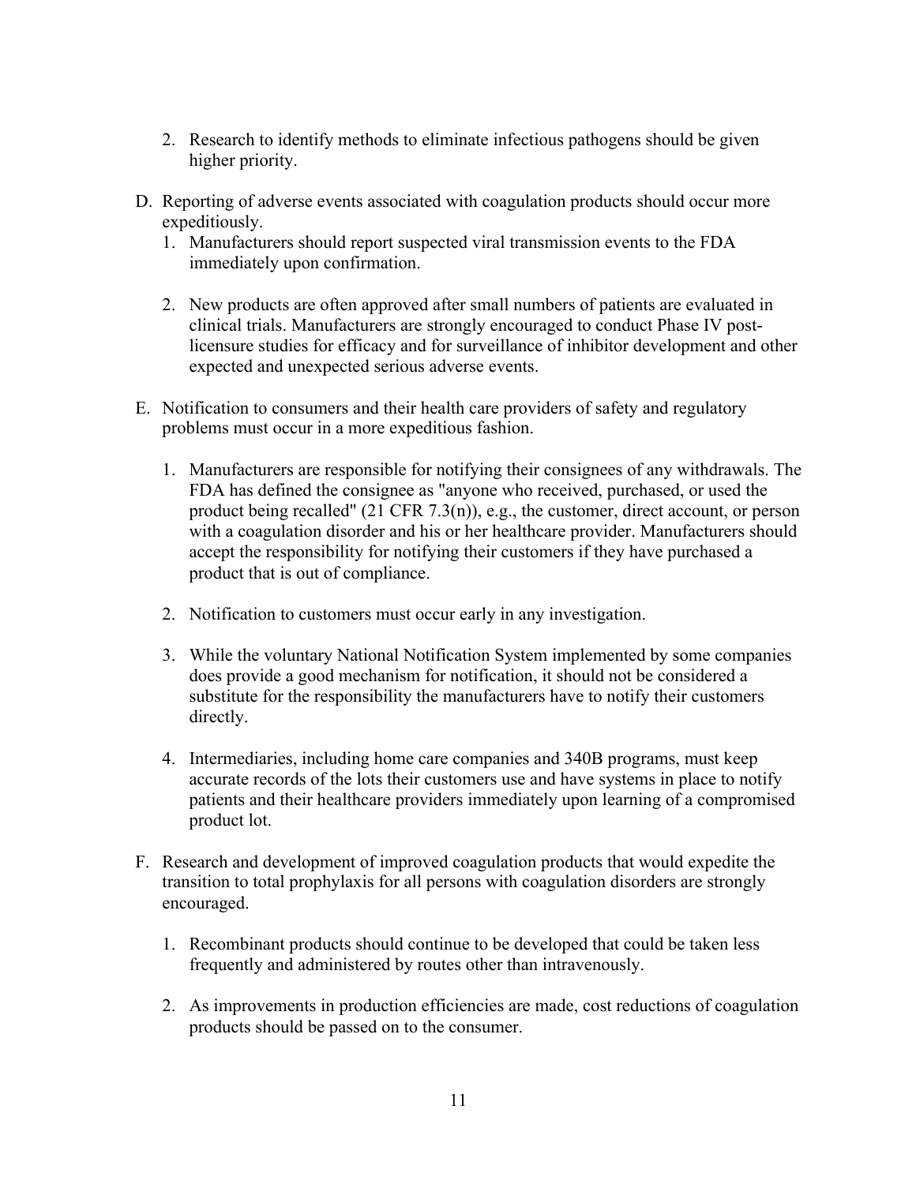2. Research to identify methods to eliminate infectious pathogens should be given higher priority.

D. Reporting of adverse events associated with coagulation products should occur more expeditiously.

   1. Manufacturers should report suspected viral transmission events to the FDA immediately upon confirmation.

   2. New products are often approved after small numbers of patients are evaluated in clinical trials. Manufacturers are strongly encouraged to conduct Phase IV post-licensure studies for efficacy and for surveillance of inhibitor development and other expected and unexpected serious adverse events.

E. Notification to consumers and their health care providers of safety and regulatory problems must occur in a more expeditious fashion.

   1. Manufacturers are responsible for notifying their consignees of any withdrawals. The FDA has defined the consignee as "anyone who received, purchased, or used the product being recalled" (21 CFR 7.3(n)), e.g., the customer, direct account, or person with a coagulation disorder and his or her healthcare provider. Manufacturers should accept the responsibility for notifying their customers if they have purchased a product that is out of compliance.

   2. Notification to customers must occur early in any investigation.

   3. While the voluntary National Notification System implemented by some companies does provide a good mechanism for notification, it should not be considered a substitute for the responsibility the manufacturers have to notify their customers directly.

   4. Intermediaries, including home care companies and 340B programs, must keep accurate records of the lots their customers use and have systems in place to notify patients and their healthcare providers immediately upon learning of a compromised product lot.

F. Research and development of improved coagulation products that would expedite the transition to total prophylaxis for all persons with coagulation disorders are strongly encouraged.

   1. Recombinant products should continue to be developed that could be taken less frequently and administered by routes other than intravenously.

   2. As improvements in production efficiencies are made, cost reductions of coagulation products should be passed on to the consumer.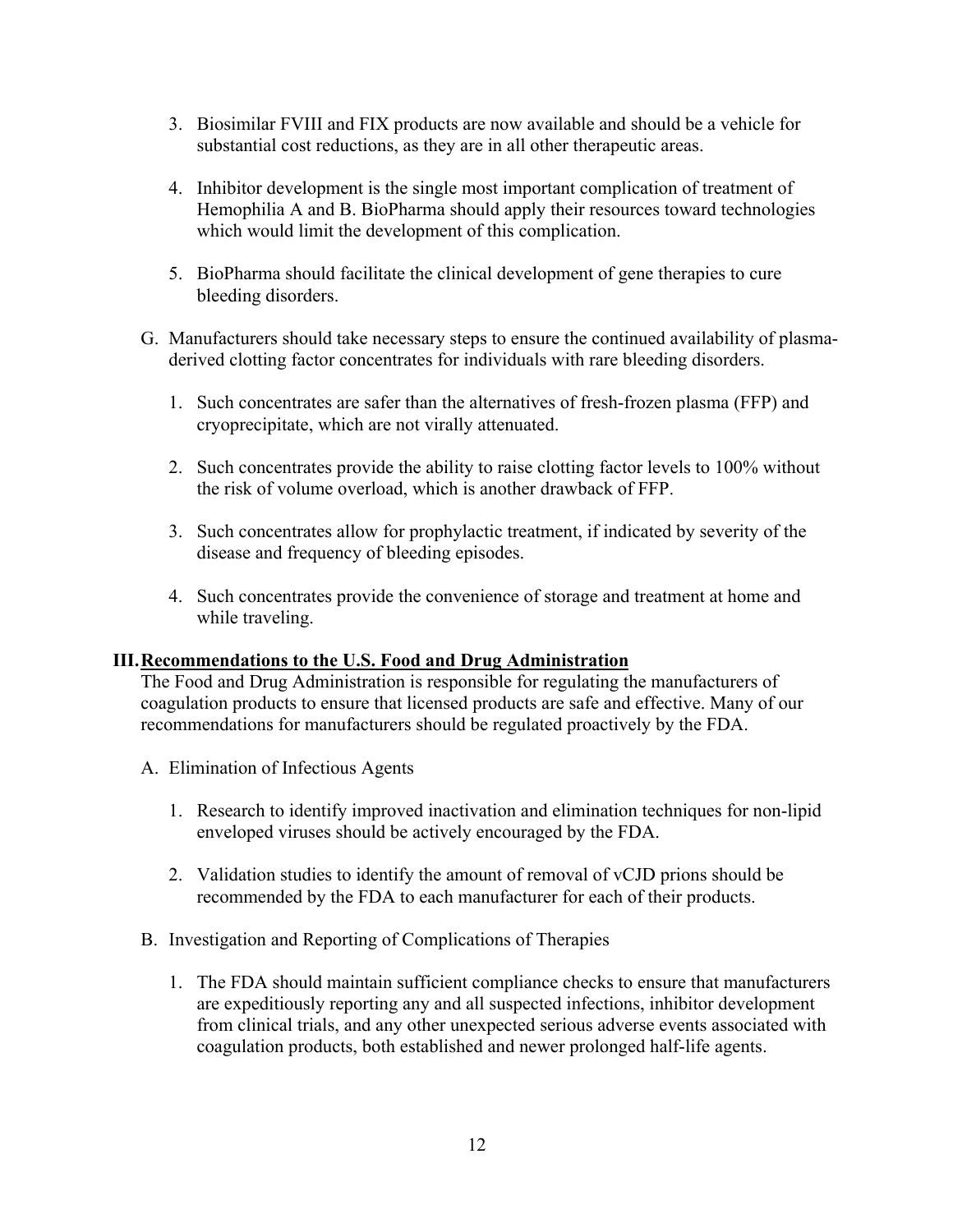3. Biosimilar FVIII and FIX products are now available and should be a vehicle for substantial cost reductions, as they are in all other therapeutic areas.

4. Inhibitor development is the single most important complication of treatment of Hemophilia A and B. BioPharma should apply their resources toward technologies which would limit the development of this complication.

5. BioPharma should facilitate the clinical development of gene therapies to cure bleeding disorders.

G. Manufacturers should take necessary steps to ensure the continued availability of plasma-derived clotting factor concentrates for individuals with rare bleeding disorders.

   1. Such concentrates are safer than the alternatives of fresh-frozen plasma (FFP) and cryoprecipitate, which are not virally attenuated.

   2. Such concentrates provide the ability to raise clotting factor levels to 100% without the risk of volume overload, which is another drawback of FFP.

   3. Such concentrates allow for prophylactic treatment, if indicated by severity of the disease and frequency of bleeding episodes.

   4. Such concentrates provide the convenience of storage and treatment at home and while traveling.

## III. Recommendations to the U.S. Food and Drug Administration

The Food and Drug Administration is responsible for regulating the manufacturers of coagulation products to ensure that licensed products are safe and effective. Many of our recommendations for manufacturers should be regulated proactively by the FDA.

A. Elimination of Infectious Agents

   1. Research to identify improved inactivation and elimination techniques for non-lipid enveloped viruses should be actively encouraged by the FDA.

   2. Validation studies to identify the amount of removal of vCJD prions should be recommended by the FDA to each manufacturer for each of their products.

B. Investigation and Reporting of Complications of Therapies

   1. The FDA should maintain sufficient compliance checks to ensure that manufacturers are expeditiously reporting any and all suspected infections, inhibitor development from clinical trials, and any other unexpected serious adverse events associated with coagulation products, both established and newer prolonged half-life agents.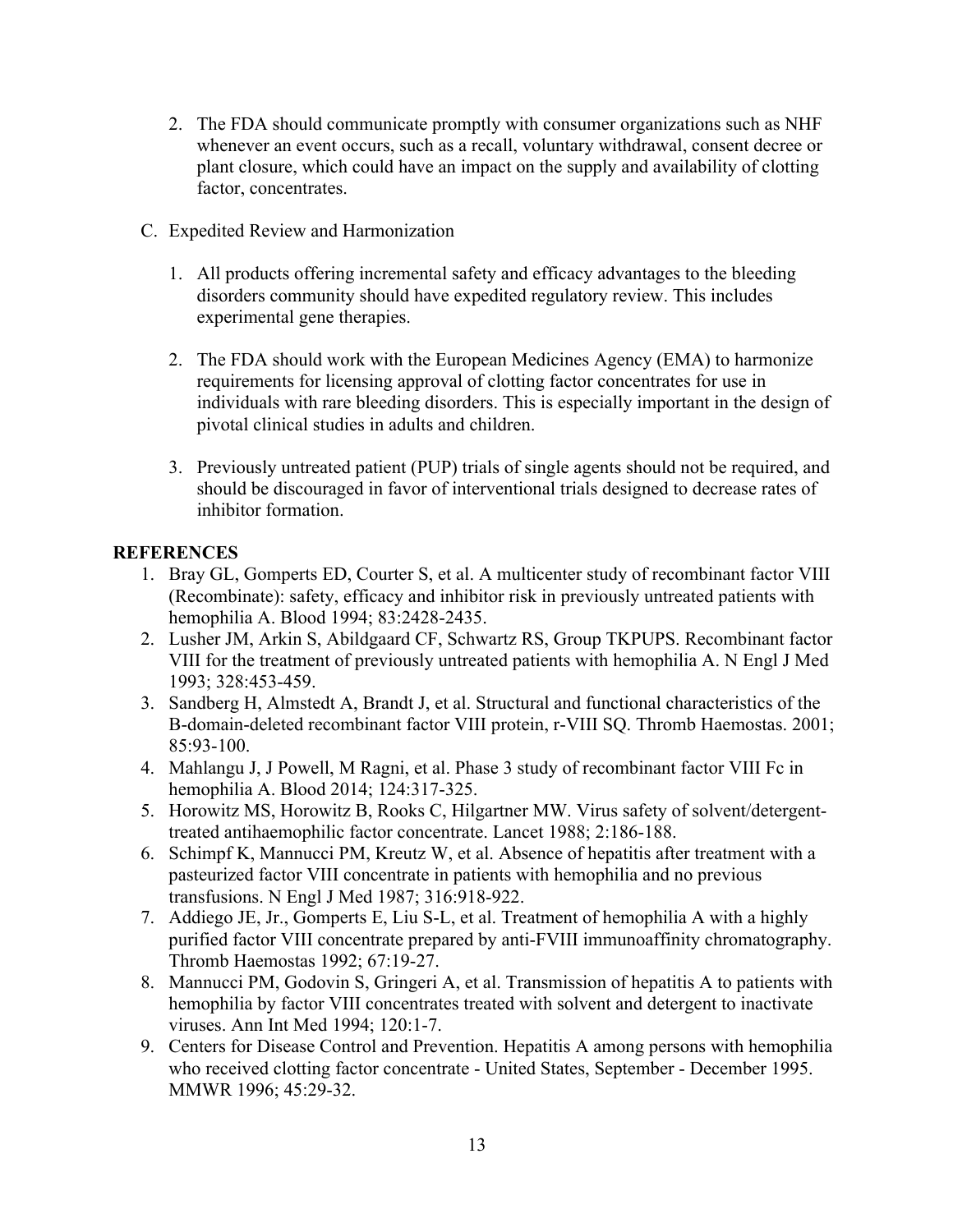2. The FDA should communicate promptly with consumer organizations such as NHF whenever an event occurs, such as a recall, voluntary withdrawal, consent decree or plant closure, which could have an impact on the supply and availability of clotting factor, concentrates.

C. Expedited Review and Harmonization

1. All products offering incremental safety and efficacy advantages to the bleeding disorders community should have expedited regulatory review. This includes experimental gene therapies.

2. The FDA should work with the European Medicines Agency (EMA) to harmonize requirements for licensing approval of clotting factor concentrates for use in individuals with rare bleeding disorders. This is especially important in the design of pivotal clinical studies in adults and children.

3. Previously untreated patient (PUP) trials of single agents should not be required, and should be discouraged in favor of interventional trials designed to decrease rates of inhibitor formation.

## REFERENCES

1. Bray GL, Gomperts ED, Courter S, et al. A multicenter study of recombinant factor VIII (Recombinate): safety, efficacy and inhibitor risk in previously untreated patients with hemophilia A. Blood 1994; 83:2428-2435.
2. Lusher JM, Arkin S, Abildgaard CF, Schwartz RS, Group TKPUPS. Recombinant factor VIII for the treatment of previously untreated patients with hemophilia A. N Engl J Med 1993; 328:453-459.
3. Sandberg H, Almstedt A, Brandt J, et al. Structural and functional characteristics of the B-domain-deleted recombinant factor VIII protein, r-VIII SQ. Thromb Haemostas. 2001; 85:93-100.
4. Mahlangu J, J Powell, M Ragni, et al. Phase 3 study of recombinant factor VIII Fc in hemophilia A. Blood 2014; 124:317-325.
5. Horowitz MS, Horowitz B, Rooks C, Hilgartner MW. Virus safety of solvent/detergent-treated antihaemophilic factor concentrate. Lancet 1988; 2:186-188.
6. Schimpf K, Mannucci PM, Kreutz W, et al. Absence of hepatitis after treatment with a pasteurized factor VIII concentrate in patients with hemophilia and no previous transfusions. N Engl J Med 1987; 316:918-922.
7. Addiego JE, Jr., Gomperts E, Liu S-L, et al. Treatment of hemophilia A with a highly purified factor VIII concentrate prepared by anti-FVIII immunoaffinity chromatography. Thromb Haemostas 1992; 67:19-27.
8. Mannucci PM, Godovin S, Gringeri A, et al. Transmission of hepatitis A to patients with hemophilia by factor VIII concentrates treated with solvent and detergent to inactivate viruses. Ann Int Med 1994; 120:1-7.
9. Centers for Disease Control and Prevention. Hepatitis A among persons with hemophilia who received clotting factor concentrate - United States, September - December 1995. MMWR 1996; 45:29-32.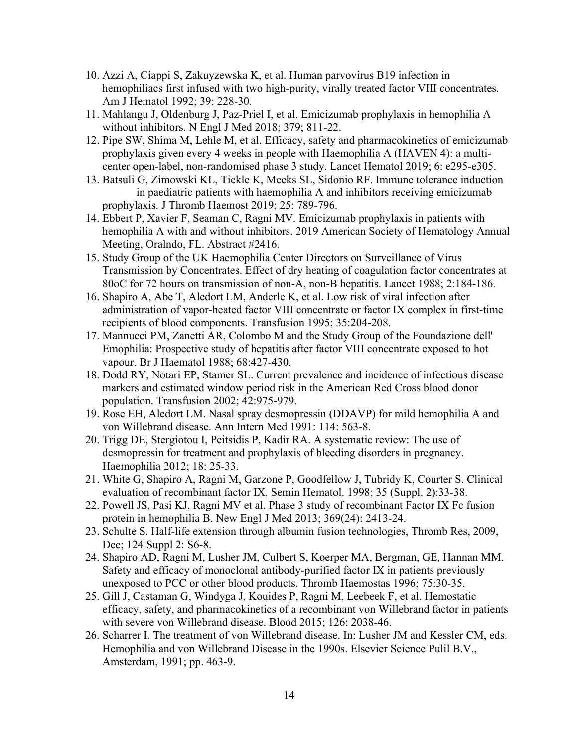10. Azzi A, Ciappi S, Zakuyzewska K, et al. Human parvovirus B19 infection in hemophiliacs first infused with two high-purity, virally treated factor VIII concentrates. Am J Hematol 1992; 39: 228-30.
11. Mahlangu J, Oldenburg J, Paz-Priel I, et al. Emicizumab prophylaxis in hemophilia A without inhibitors. N Engl J Med 2018; 379; 811-22.
12. Pipe SW, Shima M, Lehle M, et al. Efficacy, safety and pharmacokinetics of emicizumab prophylaxis given every 4 weeks in people with Haemophilia A (HAVEN 4): a multi-center open-label, non-randomised phase 3 study. Lancet Hematol 2019; 6: e295-e305.
13. Batsuli G, Zimowski KL, Tickle K, Meeks SL, Sidonio RF. Immune tolerance induction in paediatric patients with haemophilia A and inhibitors receiving emicizumab prophylaxis. J Thromb Haemost 2019; 25: 789-796.
14. Ebbert P, Xavier F, Seaman C, Ragni MV. Emicizumab prophylaxis in patients with hemophilia A with and without inhibitors. 2019 American Society of Hematology Annual Meeting, Oralndo, FL. Abstract #2416.
15. Study Group of the UK Haemophilia Center Directors on Surveillance of Virus Transmission by Concentrates. Effect of dry heating of coagulation factor concentrates at 80oC for 72 hours on transmission of non-A, non-B hepatitis. Lancet 1988; 2:184-186.
16. Shapiro A, Abe T, Aledort LM, Anderle K, et al. Low risk of viral infection after administration of vapor-heated factor VIII concentrate or factor IX complex in first-time recipients of blood components. Transfusion 1995; 35:204-208.
17. Mannucci PM, Zanetti AR, Colombo M and the Study Group of the Foundazione dell' Emophilia: Prospective study of hepatitis after factor VIII concentrate exposed to hot vapour. Br J Haematol 1988; 68:427-430.
18. Dodd RY, Notari EP, Stamer SL. Current prevalence and incidence of infectious disease markers and estimated window period risk in the American Red Cross blood donor population. Transfusion 2002; 42:975-979.
19. Rose EH, Aledort LM. Nasal spray desmopressin (DDAVP) for mild hemophilia A and von Willebrand disease. Ann Intern Med 1991: 114: 563-8.
20. Trigg DE, Stergiotou I, Peitsidis P, Kadir RA. A systematic review: The use of desmopressin for treatment and prophylaxis of bleeding disorders in pregnancy. Haemophilia 2012; 18: 25-33.
21. White G, Shapiro A, Ragni M, Garzone P, Goodfellow J, Tubridy K, Courter S. Clinical evaluation of recombinant factor IX. Semin Hematol. 1998; 35 (Suppl. 2):33-38.
22. Powell JS, Pasi KJ, Ragni MV et al. Phase 3 study of recombinant Factor IX Fc fusion protein in hemophilia B. New Engl J Med 2013; 369(24): 2413-24.
23. Schulte S. Half-life extension through albumin fusion technologies, Thromb Res, 2009, Dec; 124 Suppl 2: S6-8.
24. Shapiro AD, Ragni M, Lusher JM, Culbert S, Koerper MA, Bergman, GE, Hannan MM. Safety and efficacy of monoclonal antibody-purified factor IX in patients previously unexposed to PCC or other blood products. Thromb Haemostas 1996; 75:30-35.
25. Gill J, Castaman G, Windyga J, Kouides P, Ragni M, Leebeek F, et al. Hemostatic efficacy, safety, and pharmacokinetics of a recombinant von Willebrand factor in patients with severe von Willebrand disease. Blood 2015; 126: 2038-46.
26. Scharrer I. The treatment of von Willebrand disease. In: Lusher JM and Kessler CM, eds. Hemophilia and von Willebrand Disease in the 1990s. Elsevier Science Pulil B.V., Amsterdam, 1991; pp. 463-9.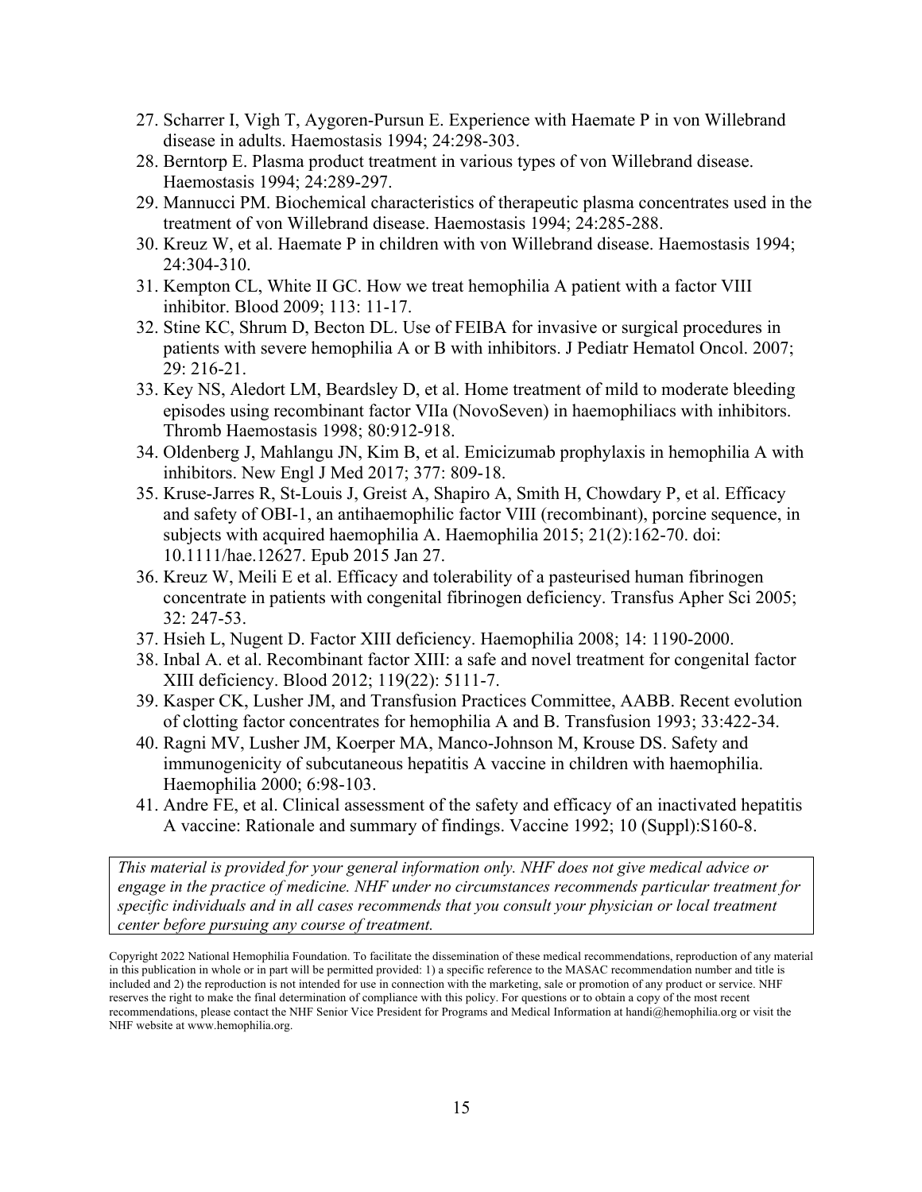27. Scharrer I, Vigh T, Aygoren-Pursun E. Experience with Haemate P in von Willebrand disease in adults. Haemostasis 1994; 24:298-303.
28. Berntorp E. Plasma product treatment in various types of von Willebrand disease. Haemostasis 1994; 24:289-297.
29. Mannucci PM. Biochemical characteristics of therapeutic plasma concentrates used in the treatment of von Willebrand disease. Haemostasis 1994; 24:285-288.
30. Kreuz W, et al. Haemate P in children with von Willebrand disease. Haemostasis 1994; 24:304-310.
31. Kempton CL, White II GC. How we treat hemophilia A patient with a factor VIII inhibitor. Blood 2009; 113: 11-17.
32. Stine KC, Shrum D, Becton DL. Use of FEIBA for invasive or surgical procedures in patients with severe hemophilia A or B with inhibitors. J Pediatr Hematol Oncol. 2007; 29: 216-21.
33. Key NS, Aledort LM, Beardsley D, et al. Home treatment of mild to moderate bleeding episodes using recombinant factor VIIa (NovoSeven) in haemophiliacs with inhibitors. Thromb Haemostasis 1998; 80:912-918.
34. Oldenberg J, Mahlangu JN, Kim B, et al. Emicizumab prophylaxis in hemophilia A with inhibitors. New Engl J Med 2017; 377: 809-18.
35. Kruse-Jarres R, St-Louis J, Greist A, Shapiro A, Smith H, Chowdary P, et al. Efficacy and safety of OBI-1, an antihaemophilic factor VIII (recombinant), porcine sequence, in subjects with acquired haemophilia A. Haemophilia 2015; 21(2):162-70. doi: 10.1111/hae.12627. Epub 2015 Jan 27.
36. Kreuz W, Meili E et al. Efficacy and tolerability of a pasteurised human fibrinogen concentrate in patients with congenital fibrinogen deficiency. Transfus Apher Sci 2005; 32: 247-53.
37. Hsieh L, Nugent D. Factor XIII deficiency. Haemophilia 2008; 14: 1190-2000.
38. Inbal A. et al. Recombinant factor XIII: a safe and novel treatment for congenital factor XIII deficiency. Blood 2012; 119(22): 5111-7.
39. Kasper CK, Lusher JM, and Transfusion Practices Committee, AABB. Recent evolution of clotting factor concentrates for hemophilia A and B. Transfusion 1993; 33:422-34.
40. Ragni MV, Lusher JM, Koerper MA, Manco-Johnson M, Krouse DS. Safety and immunogenicity of subcutaneous hepatitis A vaccine in children with haemophilia. Haemophilia 2000; 6:98-103.
41. Andre FE, et al. Clinical assessment of the safety and efficacy of an inactivated hepatitis A vaccine: Rationale and summary of findings. Vaccine 1992; 10 (Suppl):S160-8.

*This material is provided for your general information only. NHF does not give medical advice or engage in the practice of medicine. NHF under no circumstances recommends particular treatment for specific individuals and in all cases recommends that you consult your physician or local treatment center before pursuing any course of treatment.*

Copyright 2022 National Hemophilia Foundation. To facilitate the dissemination of these medical recommendations, reproduction of any material in this publication in whole or in part will be permitted provided: 1) a specific reference to the MASAC recommendation number and title is included and 2) the reproduction is not intended for use in connection with the marketing, sale or promotion of any product or service. NHF reserves the right to make the final determination of compliance with this policy. For questions or to obtain a copy of the most recent recommendations, please contact the NHF Senior Vice President for Programs and Medical Information at handi@hemophilia.org or visit the NHF website at www.hemophilia.org.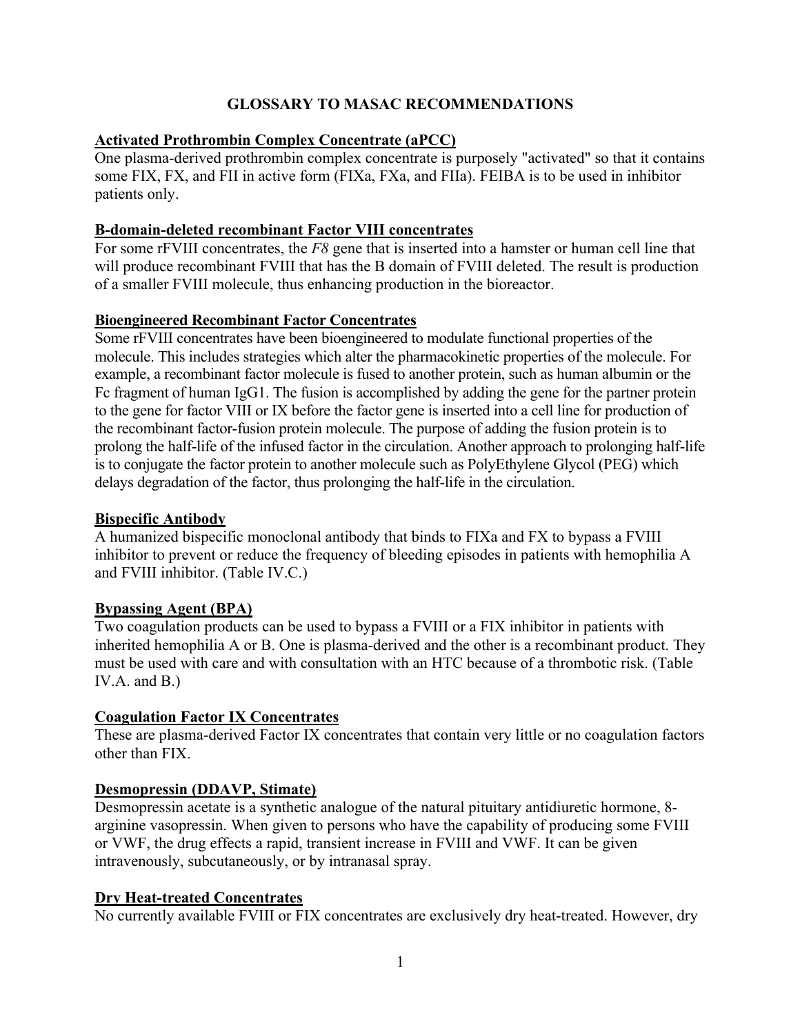# GLOSSARY TO MASAC RECOMMENDATIONS

## Activated Prothrombin Complex Concentrate (aPCC)

One plasma-derived prothrombin complex concentrate is purposely "activated" so that it contains some FIX, FX, and FII in active form (FIXa, FXa, and FIIa). FEIBA is to be used in inhibitor patients only.

## B-domain-deleted recombinant Factor VIII concentrates

For some rFVIII concentrates, the *F8* gene that is inserted into a hamster or human cell line that will produce recombinant FVIII that has the B domain of FVIII deleted. The result is production of a smaller FVIII molecule, thus enhancing production in the bioreactor.

## Bioengineered Recombinant Factor Concentrates

Some rFVIII concentrates have been bioengineered to modulate functional properties of the molecule. This includes strategies which alter the pharmacokinetic properties of the molecule. For example, a recombinant factor molecule is fused to another protein, such as human albumin or the Fc fragment of human IgG1. The fusion is accomplished by adding the gene for the partner protein to the gene for factor VIII or IX before the factor gene is inserted into a cell line for production of the recombinant factor-fusion protein molecule. The purpose of adding the fusion protein is to prolong the half-life of the infused factor in the circulation. Another approach to prolonging half-life is to conjugate the factor protein to another molecule such as PolyEthylene Glycol (PEG) which delays degradation of the factor, thus prolonging the half-life in the circulation.

## Bispecific Antibody

A humanized bispecific monoclonal antibody that binds to FIXa and FX to bypass a FVIII inhibitor to prevent or reduce the frequency of bleeding episodes in patients with hemophilia A and FVIII inhibitor. (Table IV.C.)

## Bypassing Agent (BPA)

Two coagulation products can be used to bypass a FVIII or a FIX inhibitor in patients with inherited hemophilia A or B. One is plasma-derived and the other is a recombinant product. They must be used with care and with consultation with an HTC because of a thrombotic risk. (Table IV.A. and B.)

## Coagulation Factor IX Concentrates

These are plasma-derived Factor IX concentrates that contain very little or no coagulation factors other than FIX.

## Desmopressin (DDAVP, Stimate)

Desmopressin acetate is a synthetic analogue of the natural pituitary antidiuretic hormone, 8-arginine vasopressin. When given to persons who have the capability of producing some FVIII or VWF, the drug effects a rapid, transient increase in FVIII and VWF. It can be given intravenously, subcutaneously, or by intranasal spray.

## Dry Heat-treated Concentrates

No currently available FVIII or FIX concentrates are exclusively dry heat-treated. However, dry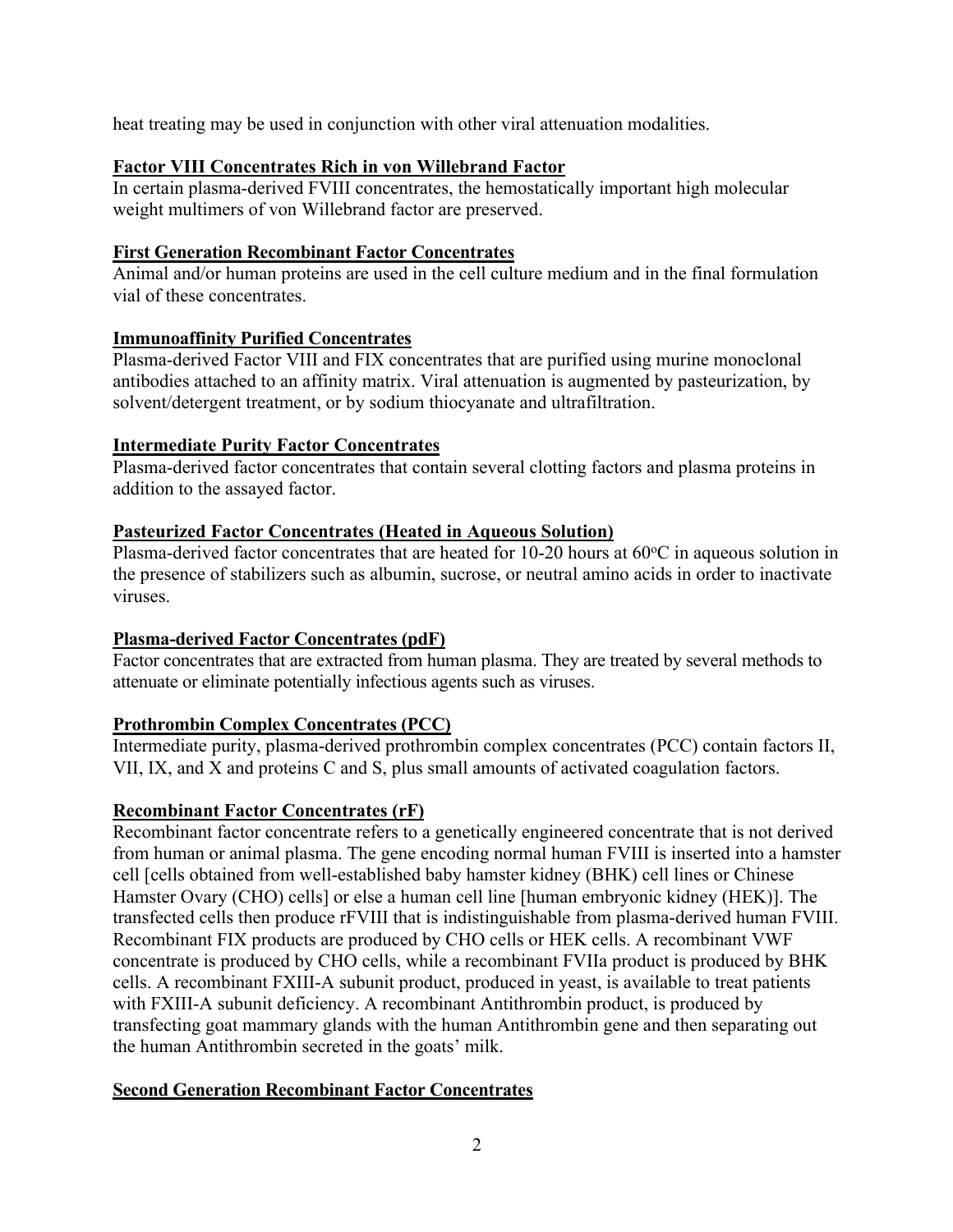heat treating may be used in conjunction with other viral attenuation modalities.

**Factor VIII Concentrates Rich in von Willebrand Factor**

In certain plasma-derived FVIII concentrates, the hemostatically important high molecular weight multimers of von Willebrand factor are preserved.

**First Generation Recombinant Factor Concentrates**

Animal and/or human proteins are used in the cell culture medium and in the final formulation vial of these concentrates.

**Immunoaffinity Purified Concentrates**

Plasma-derived Factor VIII and FIX concentrates that are purified using murine monoclonal antibodies attached to an affinity matrix. Viral attenuation is augmented by pasteurization, by solvent/detergent treatment, or by sodium thiocyanate and ultrafiltration.

**Intermediate Purity Factor Concentrates**

Plasma-derived factor concentrates that contain several clotting factors and plasma proteins in addition to the assayed factor.

**Pasteurized Factor Concentrates (Heated in Aqueous Solution)**

Plasma-derived factor concentrates that are heated for 10-20 hours at 60°C in aqueous solution in the presence of stabilizers such as albumin, sucrose, or neutral amino acids in order to inactivate viruses.

**Plasma-derived Factor Concentrates (pdF)**

Factor concentrates that are extracted from human plasma. They are treated by several methods to attenuate or eliminate potentially infectious agents such as viruses.

**Prothrombin Complex Concentrates (PCC)**

Intermediate purity, plasma-derived prothrombin complex concentrates (PCC) contain factors II, VII, IX, and X and proteins C and S, plus small amounts of activated coagulation factors.

**Recombinant Factor Concentrates (rF)**

Recombinant factor concentrate refers to a genetically engineered concentrate that is not derived from human or animal plasma. The gene encoding normal human FVIII is inserted into a hamster cell [cells obtained from well-established baby hamster kidney (BHK) cell lines or Chinese Hamster Ovary (CHO) cells] or else a human cell line [human embryonic kidney (HEK)]. The transfected cells then produce rFVIII that is indistinguishable from plasma-derived human FVIII. Recombinant FIX products are produced by CHO cells or HEK cells. A recombinant VWF concentrate is produced by CHO cells, while a recombinant FVIIa product is produced by BHK cells. A recombinant FXIII-A subunit product, produced in yeast, is available to treat patients with FXIII-A subunit deficiency. A recombinant Antithrombin product, is produced by transfecting goat mammary glands with the human Antithrombin gene and then separating out the human Antithrombin secreted in the goats' milk.

**Second Generation Recombinant Factor Concentrates**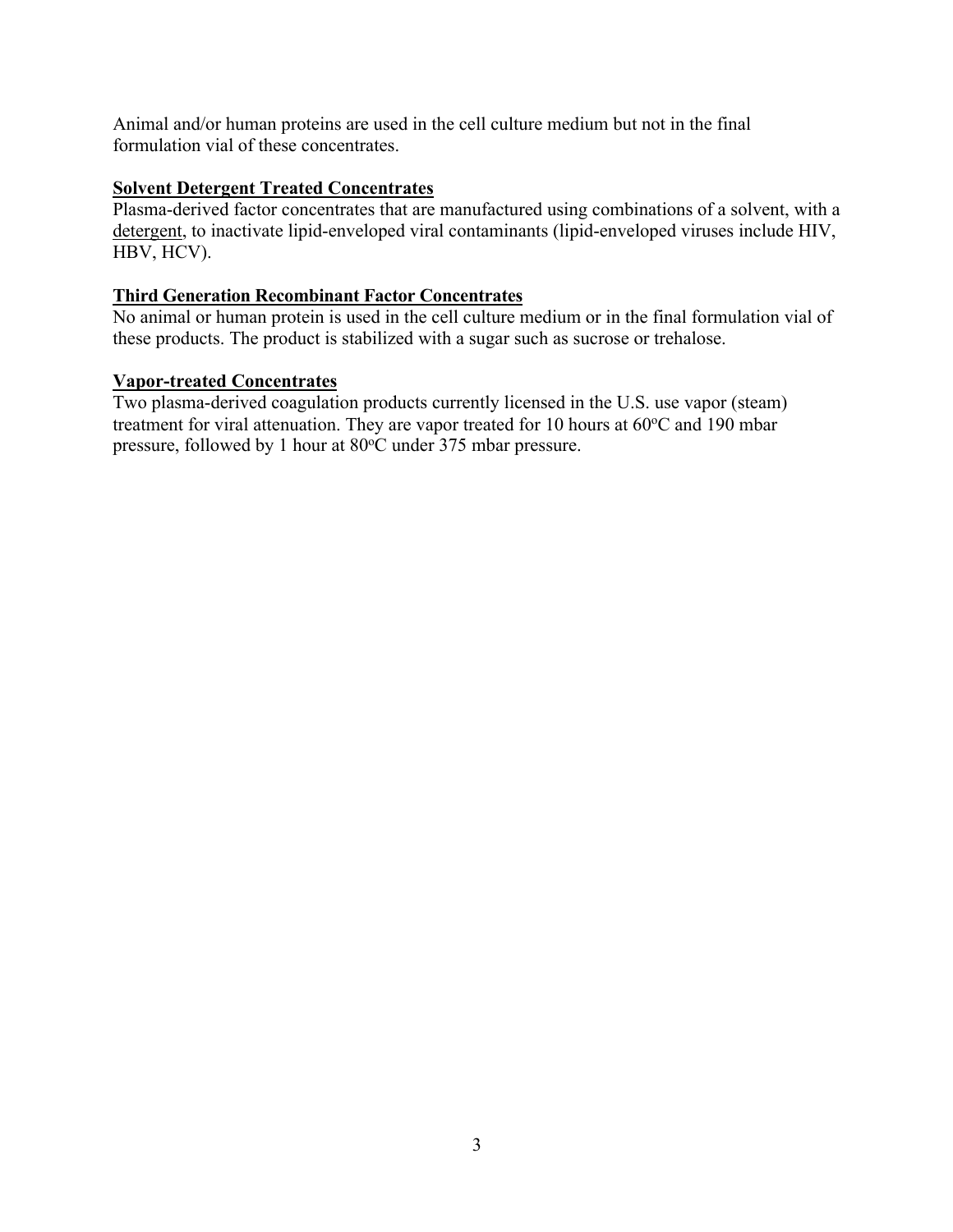Animal and/or human proteins are used in the cell culture medium but not in the final formulation vial of these concentrates.

**Solvent Detergent Treated Concentrates**

Plasma-derived factor concentrates that are manufactured using combinations of a solvent, with a detergent, to inactivate lipid-enveloped viral contaminants (lipid-enveloped viruses include HIV, HBV, HCV).

**Third Generation Recombinant Factor Concentrates**

No animal or human protein is used in the cell culture medium or in the final formulation vial of these products. The product is stabilized with a sugar such as sucrose or trehalose.

**Vapor-treated Concentrates**

Two plasma-derived coagulation products currently licensed in the U.S. use vapor (steam) treatment for viral attenuation. They are vapor treated for 10 hours at 60$^{o}$C and 190 mbar pressure, followed by 1 hour at 80$^{o}$C under 375 mbar pressure.